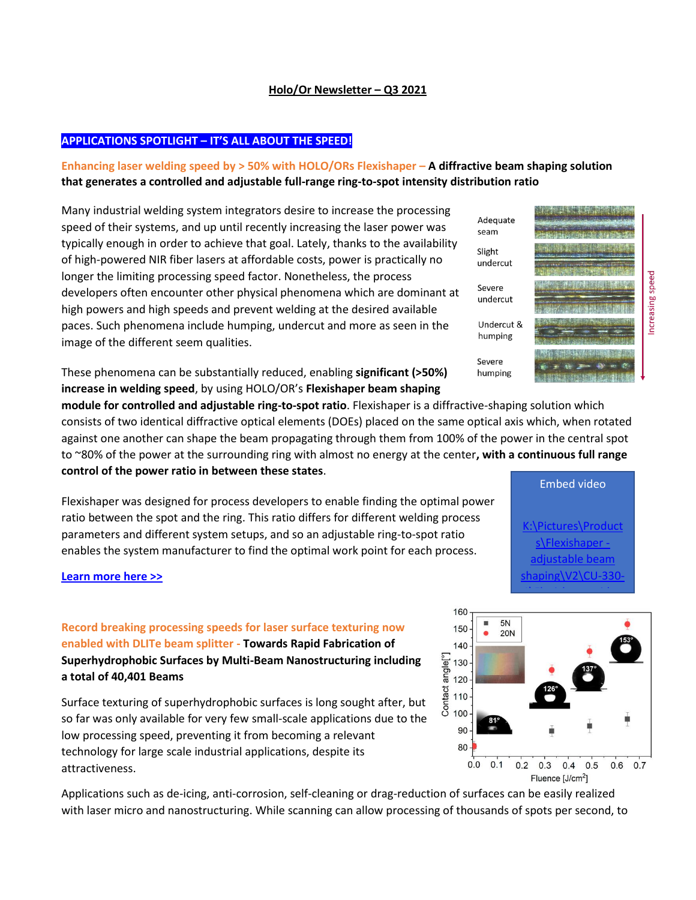**Holo/Or Newsletter – Q3 2021**

**APPLICATIONS SPOTLIGHT – IT'S ALL ABOUT THE SPEED!**

**Enhancing laser welding speed by > 50% with HOLO/ORs Flexishaper – A diffractive beam shaping solution that generates a controlled and adjustable full-range ring-to-spot intensity distribution ratio**

Many industrial welding system integrators desire to increase the processing speed of their systems, and up until recently increasing the laser power was typically enough in order to achieve that goal. Lately, thanks to the availability of high-powered NIR fiber lasers at affordable costs, power is practically no longer the limiting processing speed factor. Nonetheless, the process developers often encounter other physical phenomena which are dominant at high powers and high speeds and prevent welding at the desired available paces. Such phenomena include humping, undercut and more as seen in the image of the different seem qualities.

Adequate seam

Slight undercut

Severe undercut

Undercut & humping

Severe humping

Increasing speed

These phenomena can be substantially reduced, enabling **significant (>50%) increase in welding speed**, by using HOLO/OR's **Flexishaper beam shaping module for controlled and adjustable ring-to-spot ratio**. Flexishaper is a diffractive-shaping solution which consists of two identical diffractive optical elements (DOEs) placed on the same optical axis which, when rotated against one another can shape the beam propagating through them from 100% of the power in the central spot to ~80% of the power at the surrounding ring with almost no energy at the center**, with a continuous full range control of the power ratio in between these states**.

Flexishaper was designed for process developers to enable finding the optimal power ratio between the spot and the ring. This ratio differs for different welding process parameters and different system setups, and so an adjustable ring-to-spot ratio enables the system manufacturer to find the optimal work point for each process.

Embed video

K:\Pictures\Products\Flexishaper - adjustable beam shaping\V2\CU-330-

[Learn more here >>]

**Record breaking processing speeds for laser surface texturing now enabled with DLITe beam splitter - Towards Rapid Fabrication of Superhydrophobic Surfaces by Multi-Beam Nanostructuring including a total of 40,401 Beams**

Surface texturing of superhydrophobic surfaces is long sought after, but so far was only available for very few small-scale applications due to the low processing speed, preventing it from becoming a relevant technology for large scale industrial applications, despite its attractiveness.

Contact angle[°] vs. Fluence [J/cm²] — legend: 5N, 20N; labels: 81°, 126°, 137°, 153°

Applications such as de-icing, anti-corrosion, self-cleaning or drag-reduction of surfaces can be easily realized with laser micro and nanostructuring. While scanning can allow processing of thousands of spots per second, to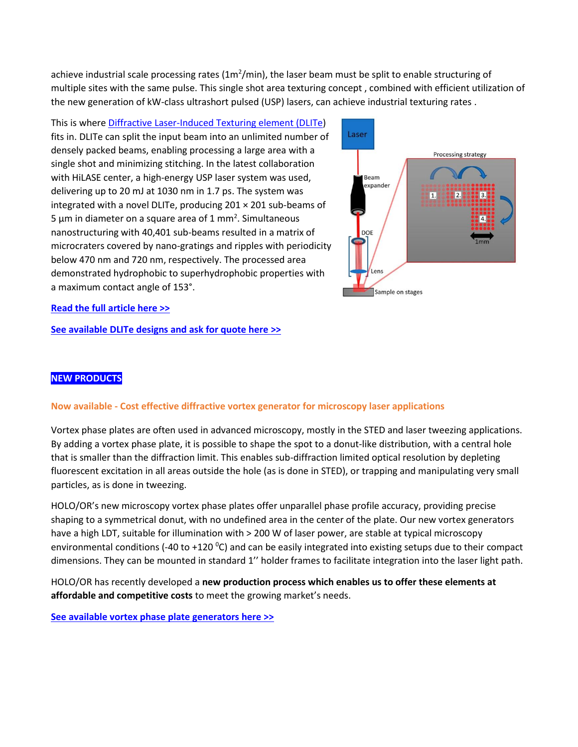achieve industrial scale processing rates ($1 m^2$/min), the laser beam must be split to enable structuring of multiple sites with the same pulse. This single shot area texturing concept , combined with efficient utilization of the new generation of kW-class ultrashort pulsed (USP) lasers, can achieve industrial texturing rates .

This is where Diffractive Laser-Induced Texturing element (DLITe) fits in. DLITe can split the input beam into an unlimited number of densely packed beams, enabling processing a large area with a single shot and minimizing stitching. In the latest collaboration with HiLASE center, a high-energy USP laser system was used, delivering up to 20 mJ at 1030 nm in 1.7 ps. The system was integrated with a novel DLITe, producing 201 × 201 sub-beams of 5 µm in diameter on a square area of 1 $mm^2$. Simultaneous nanostructuring with 40,401 sub-beams resulted in a matrix of microcraters covered by nano-gratings and ripples with periodicity below 470 nm and 720 nm, respectively. The processed area demonstrated hydrophobic to superhydrophobic properties with a maximum contact angle of 153°.

**Read the full article here >>**

**See available DLITe designs and ask for quote here >>**

## NEW PRODUCTS

### Now available - Cost effective diffractive vortex generator for microscopy laser applications

Vortex phase plates are often used in advanced microscopy, mostly in the STED and laser tweezing applications. By adding a vortex phase plate, it is possible to shape the spot to a donut-like distribution, with a central hole that is smaller than the diffraction limit. This enables sub-diffraction limited optical resolution by depleting fluorescent excitation in all areas outside the hole (as is done in STED), or trapping and manipulating very small particles, as is done in tweezing.

HOLO/OR's new microscopy vortex phase plates offer unparallel phase profile accuracy, providing precise shaping to a symmetrical donut, with no undefined area in the center of the plate. Our new vortex generators have a high LDT, suitable for illumination with > 200 W of laser power, are stable at typical microscopy environmental conditions (-40 to +120 $^0$C) and can be easily integrated into existing setups due to their compact dimensions. They can be mounted in standard 1'' holder frames to facilitate integration into the laser light path.

HOLO/OR has recently developed a **new production process which enables us to offer these elements at affordable and competitive costs** to meet the growing market's needs.

**See available vortex phase plate generators here >>**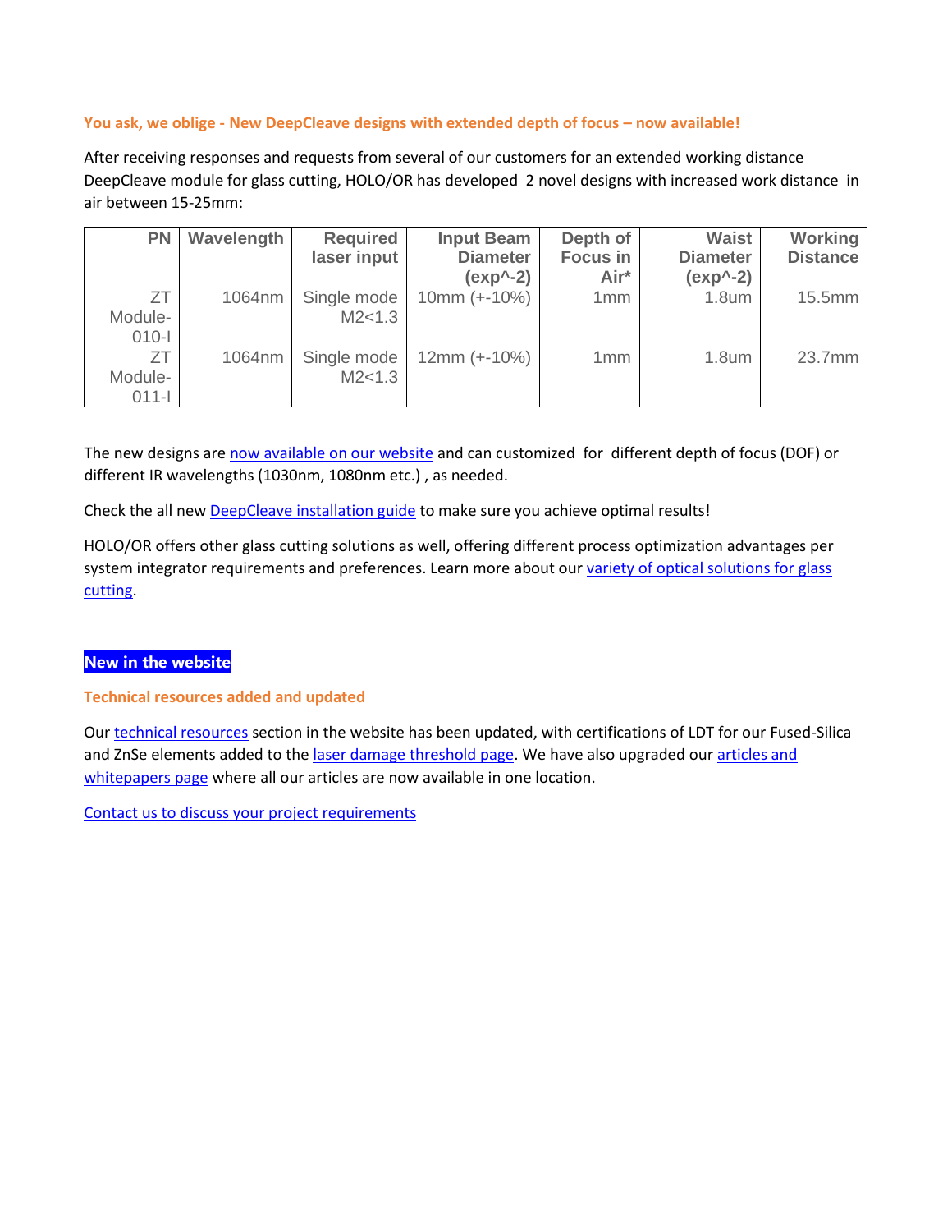### You ask, we oblige - New DeepCleave designs with extended depth of focus – now available!

After receiving responses and requests from several of our customers for an extended working distance DeepCleave module for glass cutting, HOLO/OR has developed 2 novel designs with increased work distance in air between 15-25mm:

| PN | Wavelength | Required laser input | Input Beam Diameter (exp^-2) | Depth of Focus in Air* | Waist Diameter (exp^-2) | Working Distance |
|---|---|---|---|---|---|---|
| ZT Module-010-I | 1064nm | Single mode M2<1.3 | 10mm (+-10%) | 1mm | 1.8um | 15.5mm |
| ZT Module-011-I | 1064nm | Single mode M2<1.3 | 12mm (+-10%) | 1mm | 1.8um | 23.7mm |

The new designs are now available on our website and can customized for different depth of focus (DOF) or different IR wavelengths (1030nm, 1080nm etc.) , as needed.

Check the all new DeepCleave installation guide to make sure you achieve optimal results!

HOLO/OR offers other glass cutting solutions as well, offering different process optimization advantages per system integrator requirements and preferences. Learn more about our variety of optical solutions for glass cutting.

## New in the website

### Technical resources added and updated

Our technical resources section in the website has been updated, with certifications of LDT for our Fused-Silica and ZnSe elements added to the laser damage threshold page. We have also upgraded our articles and whitepapers page where all our articles are now available in one location.

Contact us to discuss your project requirements